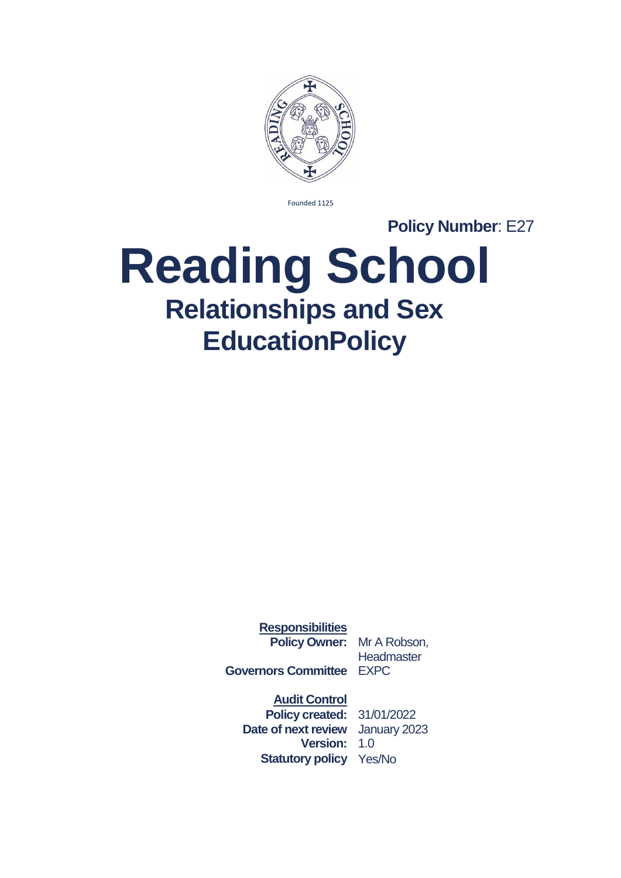Founded 1125

**Policy Number**: E27

# Reading School

## Relationships and Sex EducationPolicy

**Responsibilities**

| | |
|---|---|
| **Policy Owner:** | Mr A Robson, Headmaster |
| **Governors Committee** | EXPC |

**Audit Control**

| | |
|---|---|
| **Policy created:** | 31/01/2022 |
| **Date of next review** | January 2023 |
| **Version:** | 1.0 |
| **Statutory policy** | Yes/No |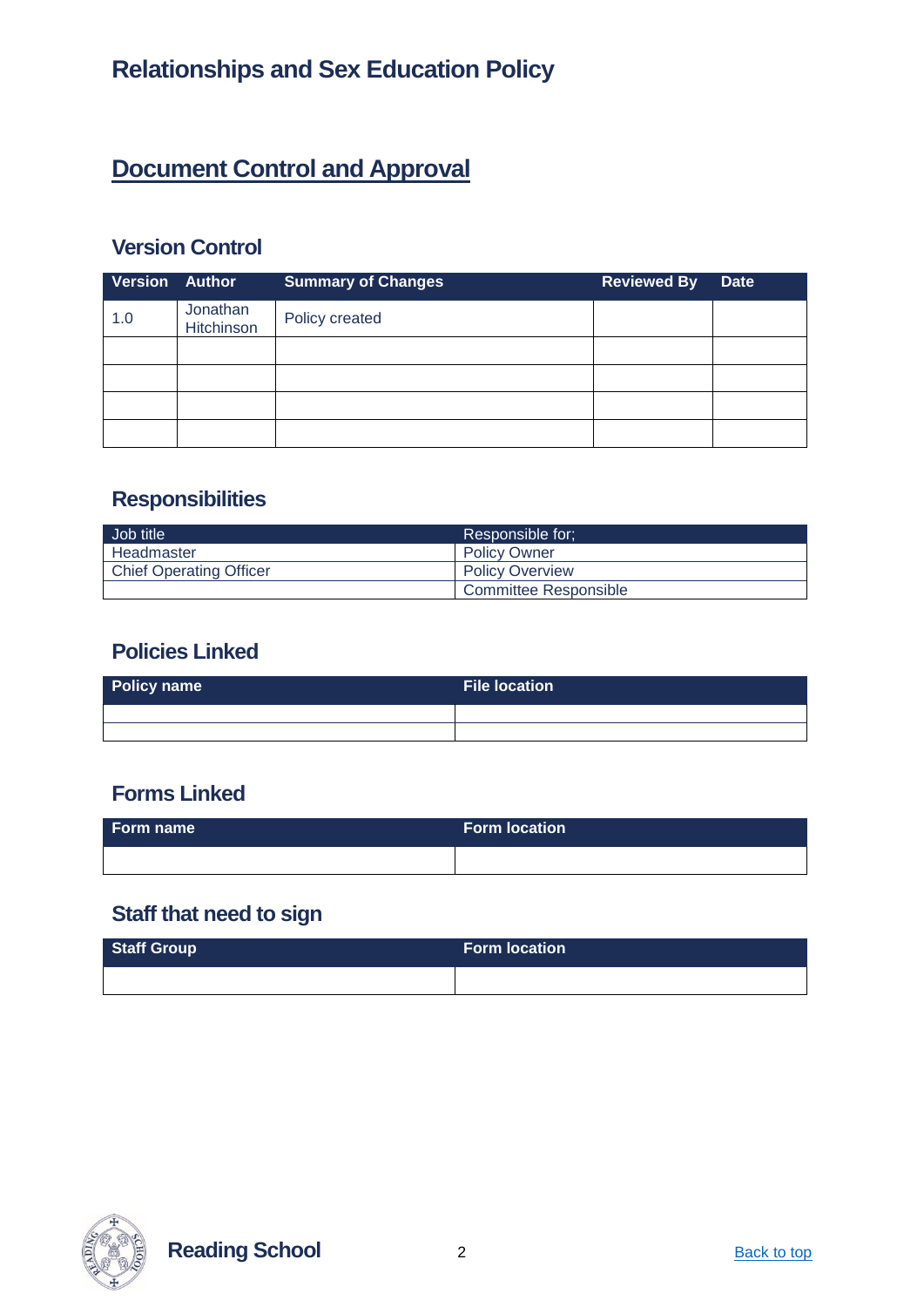# Relationships and Sex Education Policy

## Document Control and Approval

### Version Control

| Version | Author | Summary of Changes | Reviewed By | Date |
|---|---|---|---|---|
| 1.0 | Jonathan Hitchinson | Policy created | | |
| | | | | |
| | | | | |
| | | | | |
| | | | | |

### Responsibilities

| Job title | Responsible for; |
|---|---|
| Headmaster | Policy Owner |
| Chief Operating Officer | Policy Overview |
| | Committee Responsible |

### Policies Linked

| Policy name | File location |
|---|---|
| | |
| | |

### Forms Linked

| Form name | Form location |
|---|---|
| | |

### Staff that need to sign

| Staff Group | Form location |
|---|---|
| | |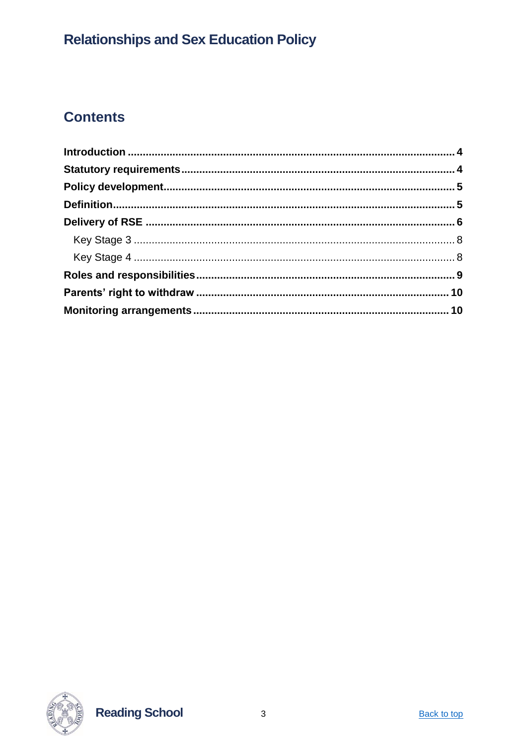## Contents

Introduction .......... 4
Statutory requirements .......... 4
Policy development .......... 5
Definition .......... 5
Delivery of RSE .......... 6
- Key Stage 3 .......... 8
- Key Stage 4 .......... 8

Roles and responsibilities .......... 9
Parents' right to withdraw .......... 10
Monitoring arrangements .......... 10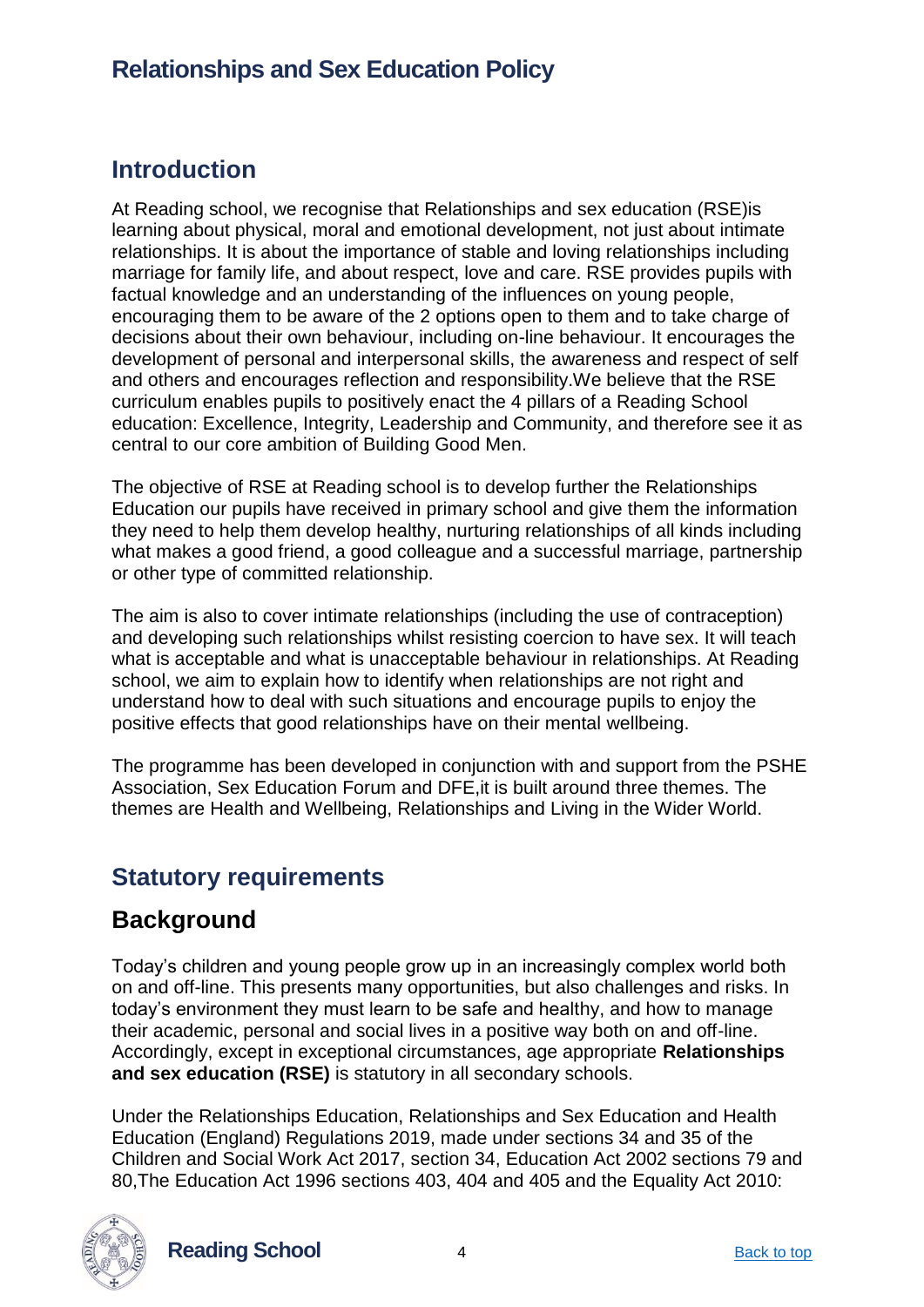## Relationships and Sex Education Policy

## Introduction

At Reading school, we recognise that Relationships and sex education (RSE)is learning about physical, moral and emotional development, not just about intimate relationships. It is about the importance of stable and loving relationships including marriage for family life, and about respect, love and care. RSE provides pupils with factual knowledge and an understanding of the influences on young people, encouraging them to be aware of the 2 options open to them and to take charge of decisions about their own behaviour, including on-line behaviour. It encourages the development of personal and interpersonal skills, the awareness and respect of self and others and encourages reflection and responsibility.We believe that the RSE curriculum enables pupils to positively enact the 4 pillars of a Reading School education: Excellence, Integrity, Leadership and Community, and therefore see it as central to our core ambition of Building Good Men.

The objective of RSE at Reading school is to develop further the Relationships Education our pupils have received in primary school and give them the information they need to help them develop healthy, nurturing relationships of all kinds including what makes a good friend, a good colleague and a successful marriage, partnership or other type of committed relationship.

The aim is also to cover intimate relationships (including the use of contraception) and developing such relationships whilst resisting coercion to have sex. It will teach what is acceptable and what is unacceptable behaviour in relationships. At Reading school, we aim to explain how to identify when relationships are not right and understand how to deal with such situations and encourage pupils to enjoy the positive effects that good relationships have on their mental wellbeing.

The programme has been developed in conjunction with and support from the PSHE Association, Sex Education Forum and DFE,it is built around three themes. The themes are Health and Wellbeing, Relationships and Living in the Wider World.

## Statutory requirements

## Background

Today's children and young people grow up in an increasingly complex world both on and off-line. This presents many opportunities, but also challenges and risks. In today's environment they must learn to be safe and healthy, and how to manage their academic, personal and social lives in a positive way both on and off-line. Accordingly, except in exceptional circumstances, age appropriate **Relationships and sex education (RSE)** is statutory in all secondary schools.

Under the Relationships Education, Relationships and Sex Education and Health Education (England) Regulations 2019, made under sections 34 and 35 of the Children and Social Work Act 2017, section 34, Education Act 2002 sections 79 and 80,The Education Act 1996 sections 403, 404 and 405 and the Equality Act 2010: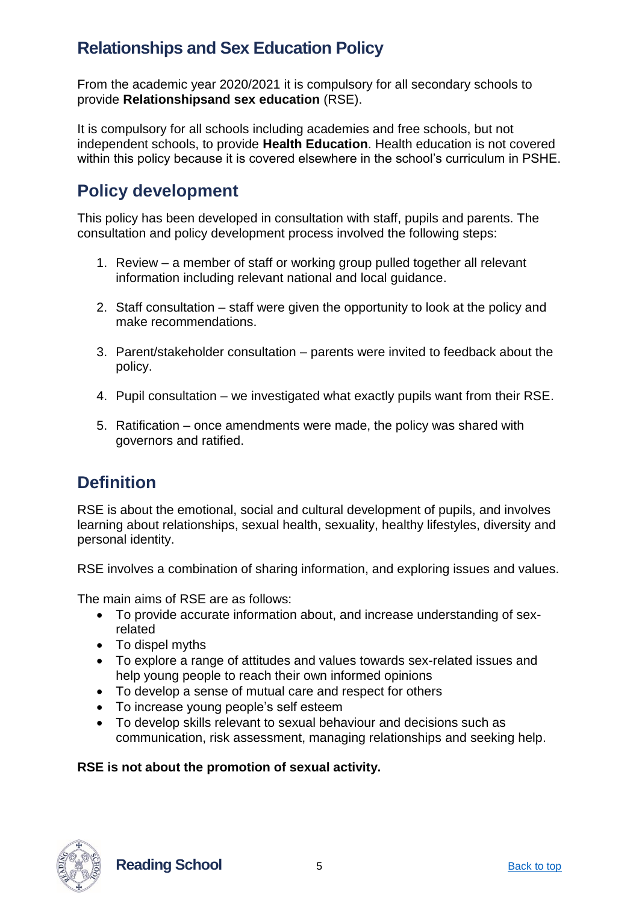## Relationships and Sex Education Policy

From the academic year 2020/2021 it is compulsory for all secondary schools to provide **Relationshipsand sex education** (RSE).

It is compulsory for all schools including academies and free schools, but not independent schools, to provide **Health Education**. Health education is not covered within this policy because it is covered elsewhere in the school's curriculum in PSHE.

## Policy development

This policy has been developed in consultation with staff, pupils and parents. The consultation and policy development process involved the following steps:

1. Review – a member of staff or working group pulled together all relevant information including relevant national and local guidance.

2. Staff consultation – staff were given the opportunity to look at the policy and make recommendations.

3. Parent/stakeholder consultation – parents were invited to feedback about the policy.

4. Pupil consultation – we investigated what exactly pupils want from their RSE.

5. Ratification – once amendments were made, the policy was shared with governors and ratified.

## Definition

RSE is about the emotional, social and cultural development of pupils, and involves learning about relationships, sexual health, sexuality, healthy lifestyles, diversity and personal identity.

RSE involves a combination of sharing information, and exploring issues and values.

The main aims of RSE are as follows:

- To provide accurate information about, and increase understanding of sex-related
- To dispel myths
- To explore a range of attitudes and values towards sex-related issues and help young people to reach their own informed opinions
- To develop a sense of mutual care and respect for others
- To increase young people's self esteem
- To develop skills relevant to sexual behaviour and decisions such as communication, risk assessment, managing relationships and seeking help.

**RSE is not about the promotion of sexual activity.**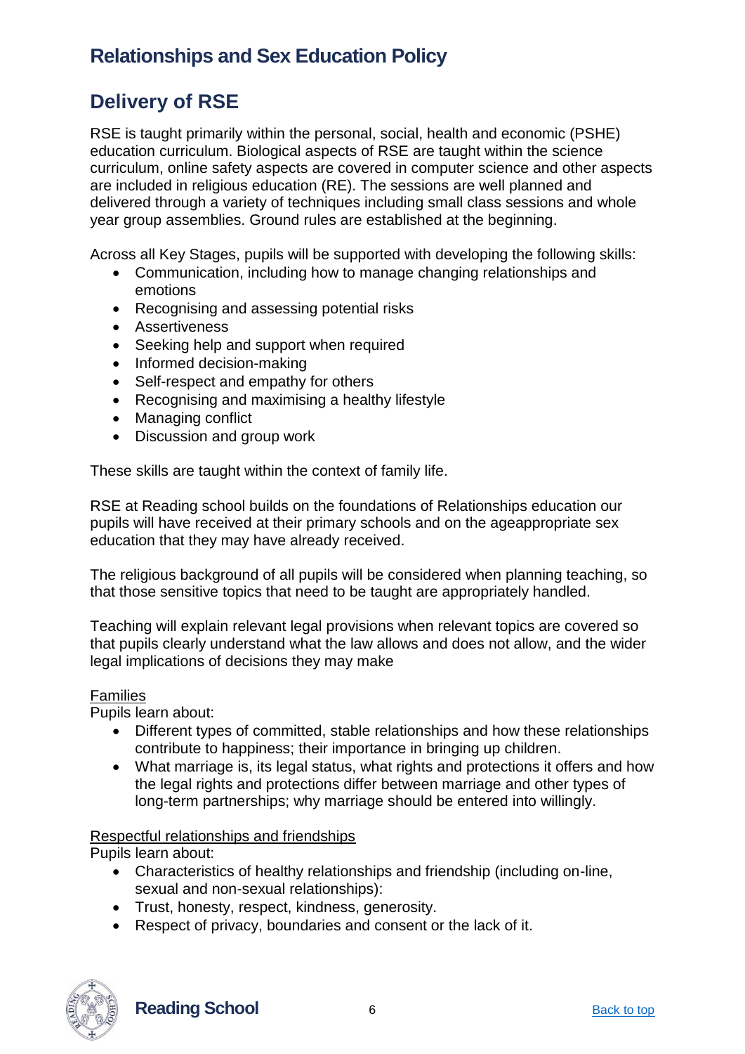# Relationships and Sex Education Policy

## Delivery of RSE

RSE is taught primarily within the personal, social, health and economic (PSHE) education curriculum. Biological aspects of RSE are taught within the science curriculum, online safety aspects are covered in computer science and other aspects are included in religious education (RE). The sessions are well planned and delivered through a variety of techniques including small class sessions and whole year group assemblies. Ground rules are established at the beginning.

Across all Key Stages, pupils will be supported with developing the following skills:

- Communication, including how to manage changing relationships and emotions
- Recognising and assessing potential risks
- Assertiveness
- Seeking help and support when required
- Informed decision-making
- Self-respect and empathy for others
- Recognising and maximising a healthy lifestyle
- Managing conflict
- Discussion and group work

These skills are taught within the context of family life.

RSE at Reading school builds on the foundations of Relationships education our pupils will have received at their primary schools and on the ageappropriate sex education that they may have already received.

The religious background of all pupils will be considered when planning teaching, so that those sensitive topics that need to be taught are appropriately handled.

Teaching will explain relevant legal provisions when relevant topics are covered so that pupils clearly understand what the law allows and does not allow, and the wider legal implications of decisions they may make

<u>Families</u>

Pupils learn about:

- Different types of committed, stable relationships and how these relationships contribute to happiness; their importance in bringing up children.
- What marriage is, its legal status, what rights and protections it offers and how the legal rights and protections differ between marriage and other types of long-term partnerships; why marriage should be entered into willingly.

<u>Respectful relationships and friendships</u>

Pupils learn about:

- Characteristics of healthy relationships and friendship (including on-line, sexual and non-sexual relationships):
- Trust, honesty, respect, kindness, generosity.
- Respect of privacy, boundaries and consent or the lack of it.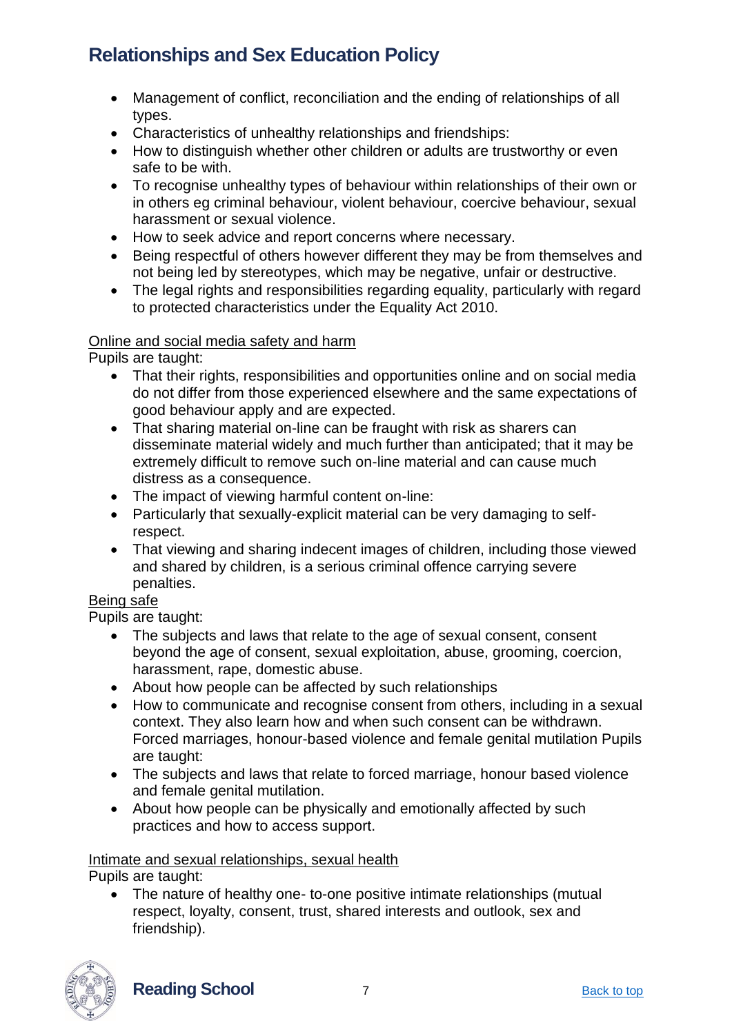- Management of conflict, reconciliation and the ending of relationships of all types.
- Characteristics of unhealthy relationships and friendships:
- How to distinguish whether other children or adults are trustworthy or even safe to be with.
- To recognise unhealthy types of behaviour within relationships of their own or in others eg criminal behaviour, violent behaviour, coercive behaviour, sexual harassment or sexual violence.
- How to seek advice and report concerns where necessary.
- Being respectful of others however different they may be from themselves and not being led by stereotypes, which may be negative, unfair or destructive.
- The legal rights and responsibilities regarding equality, particularly with regard to protected characteristics under the Equality Act 2010.

<u>Online and social media safety and harm</u>

Pupils are taught:

- That their rights, responsibilities and opportunities online and on social media do not differ from those experienced elsewhere and the same expectations of good behaviour apply and are expected.
- That sharing material on-line can be fraught with risk as sharers can disseminate material widely and much further than anticipated; that it may be extremely difficult to remove such on-line material and can cause much distress as a consequence.
- The impact of viewing harmful content on-line:
- Particularly that sexually-explicit material can be very damaging to self-respect.
- That viewing and sharing indecent images of children, including those viewed and shared by children, is a serious criminal offence carrying severe penalties.

<u>Being safe</u>

Pupils are taught:

- The subjects and laws that relate to the age of sexual consent, consent beyond the age of consent, sexual exploitation, abuse, grooming, coercion, harassment, rape, domestic abuse.
- About how people can be affected by such relationships
- How to communicate and recognise consent from others, including in a sexual context. They also learn how and when such consent can be withdrawn. Forced marriages, honour-based violence and female genital mutilation Pupils are taught:
- The subjects and laws that relate to forced marriage, honour based violence and female genital mutilation.
- About how people can be physically and emotionally affected by such practices and how to access support.

<u>Intimate and sexual relationships, sexual health</u>

Pupils are taught:

- The nature of healthy one- to-one positive intimate relationships (mutual respect, loyalty, consent, trust, shared interests and outlook, sex and friendship).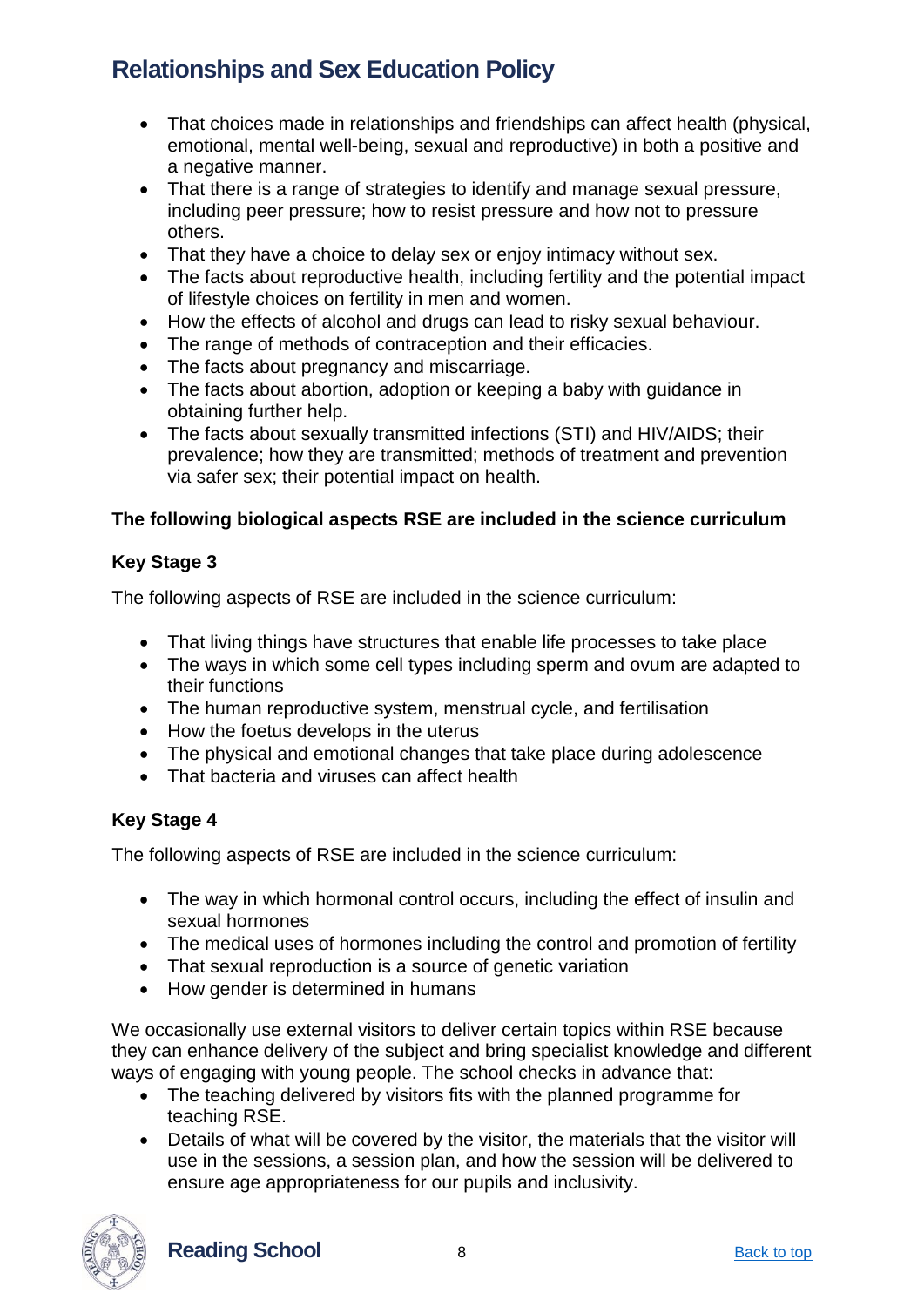- That choices made in relationships and friendships can affect health (physical, emotional, mental well-being, sexual and reproductive) in both a positive and a negative manner.
- That there is a range of strategies to identify and manage sexual pressure, including peer pressure; how to resist pressure and how not to pressure others.
- That they have a choice to delay sex or enjoy intimacy without sex.
- The facts about reproductive health, including fertility and the potential impact of lifestyle choices on fertility in men and women.
- How the effects of alcohol and drugs can lead to risky sexual behaviour.
- The range of methods of contraception and their efficacies.
- The facts about pregnancy and miscarriage.
- The facts about abortion, adoption or keeping a baby with guidance in obtaining further help.
- The facts about sexually transmitted infections (STI) and HIV/AIDS; their prevalence; how they are transmitted; methods of treatment and prevention via safer sex; their potential impact on health.

**The following biological aspects RSE are included in the science curriculum**

**Key Stage 3**

The following aspects of RSE are included in the science curriculum:

- That living things have structures that enable life processes to take place
- The ways in which some cell types including sperm and ovum are adapted to their functions
- The human reproductive system, menstrual cycle, and fertilisation
- How the foetus develops in the uterus
- The physical and emotional changes that take place during adolescence
- That bacteria and viruses can affect health

**Key Stage 4**

The following aspects of RSE are included in the science curriculum:

- The way in which hormonal control occurs, including the effect of insulin and sexual hormones
- The medical uses of hormones including the control and promotion of fertility
- That sexual reproduction is a source of genetic variation
- How gender is determined in humans

We occasionally use external visitors to deliver certain topics within RSE because they can enhance delivery of the subject and bring specialist knowledge and different ways of engaging with young people. The school checks in advance that:

- The teaching delivered by visitors fits with the planned programme for teaching RSE.
- Details of what will be covered by the visitor, the materials that the visitor will use in the sessions, a session plan, and how the session will be delivered to ensure age appropriateness for our pupils and inclusivity.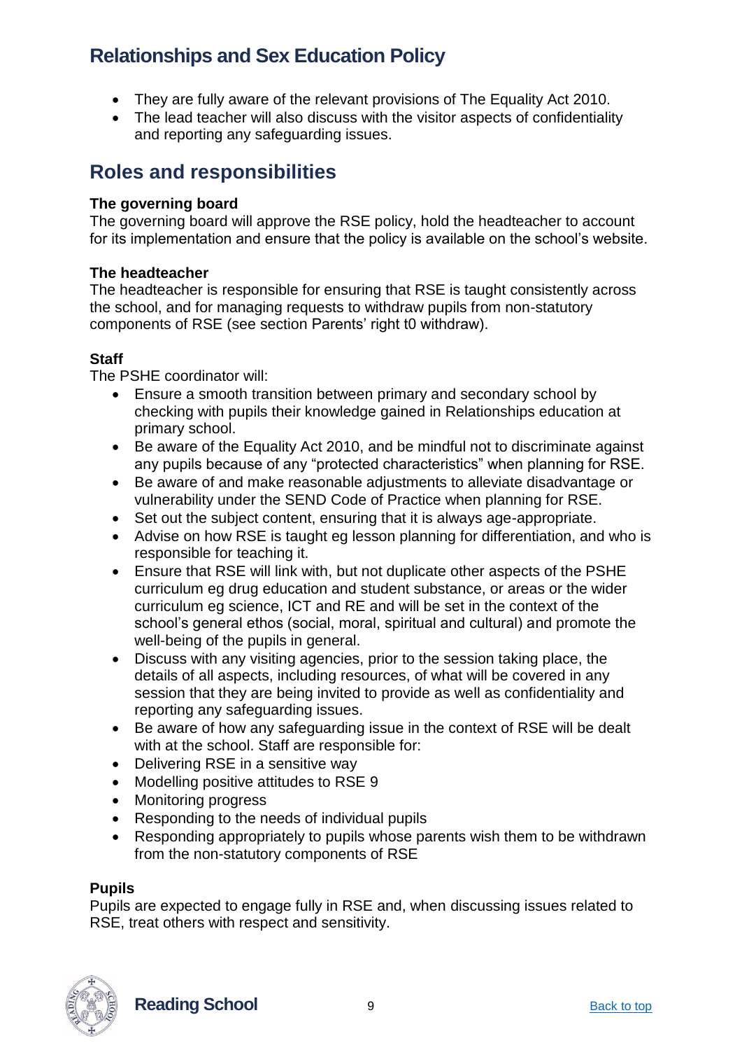- They are fully aware of the relevant provisions of The Equality Act 2010.
- The lead teacher will also discuss with the visitor aspects of confidentiality and reporting any safeguarding issues.

## Roles and responsibilities

**The governing board**

The governing board will approve the RSE policy, hold the headteacher to account for its implementation and ensure that the policy is available on the school's website.

**The headteacher**

The headteacher is responsible for ensuring that RSE is taught consistently across the school, and for managing requests to withdraw pupils from non-statutory components of RSE (see section Parents' right t0 withdraw).

**Staff**

The PSHE coordinator will:

- Ensure a smooth transition between primary and secondary school by checking with pupils their knowledge gained in Relationships education at primary school.
- Be aware of the Equality Act 2010, and be mindful not to discriminate against any pupils because of any "protected characteristics" when planning for RSE.
- Be aware of and make reasonable adjustments to alleviate disadvantage or vulnerability under the SEND Code of Practice when planning for RSE.
- Set out the subject content, ensuring that it is always age-appropriate.
- Advise on how RSE is taught eg lesson planning for differentiation, and who is responsible for teaching it.
- Ensure that RSE will link with, but not duplicate other aspects of the PSHE curriculum eg drug education and student substance, or areas or the wider curriculum eg science, ICT and RE and will be set in the context of the school's general ethos (social, moral, spiritual and cultural) and promote the well-being of the pupils in general.
- Discuss with any visiting agencies, prior to the session taking place, the details of all aspects, including resources, of what will be covered in any session that they are being invited to provide as well as confidentiality and reporting any safeguarding issues.
- Be aware of how any safeguarding issue in the context of RSE will be dealt with at the school. Staff are responsible for:
- Delivering RSE in a sensitive way
- Modelling positive attitudes to RSE 9
- Monitoring progress
- Responding to the needs of individual pupils
- Responding appropriately to pupils whose parents wish them to be withdrawn from the non-statutory components of RSE

**Pupils**

Pupils are expected to engage fully in RSE and, when discussing issues related to RSE, treat others with respect and sensitivity.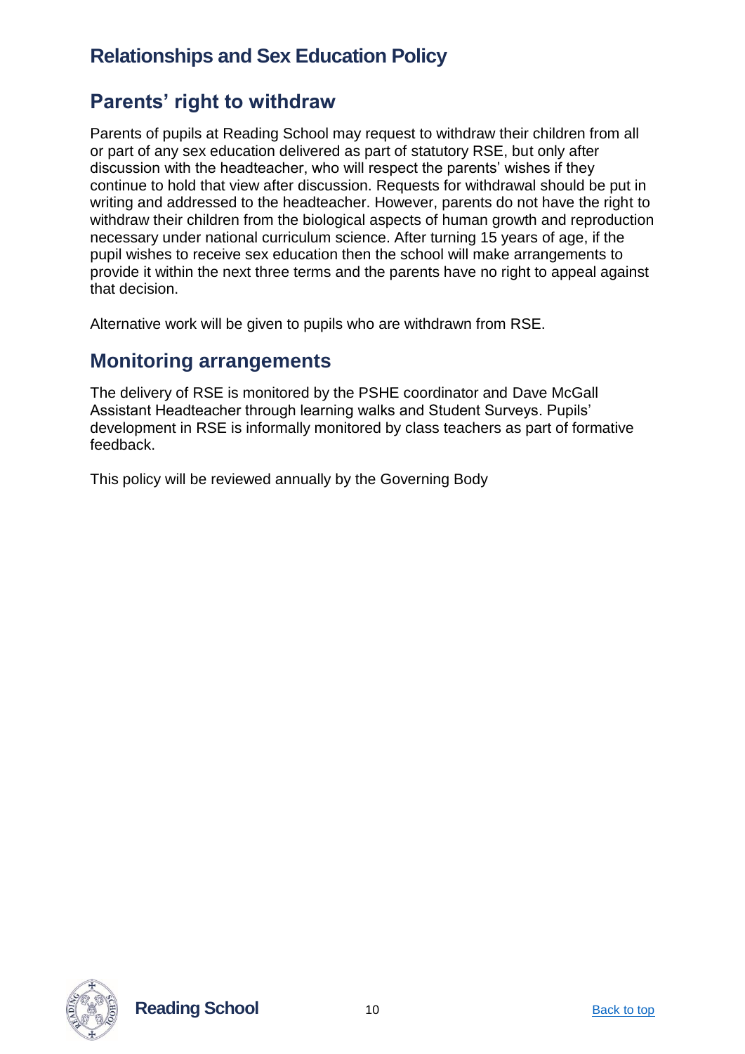## Parents' right to withdraw

Parents of pupils at Reading School may request to withdraw their children from all or part of any sex education delivered as part of statutory RSE, but only after discussion with the headteacher, who will respect the parents' wishes if they continue to hold that view after discussion. Requests for withdrawal should be put in writing and addressed to the headteacher. However, parents do not have the right to withdraw their children from the biological aspects of human growth and reproduction necessary under national curriculum science. After turning 15 years of age, if the pupil wishes to receive sex education then the school will make arrangements to provide it within the next three terms and the parents have no right to appeal against that decision.

Alternative work will be given to pupils who are withdrawn from RSE.

## Monitoring arrangements

The delivery of RSE is monitored by the PSHE coordinator and Dave McGall Assistant Headteacher through learning walks and Student Surveys. Pupils' development in RSE is informally monitored by class teachers as part of formative feedback.

This policy will be reviewed annually by the Governing Body